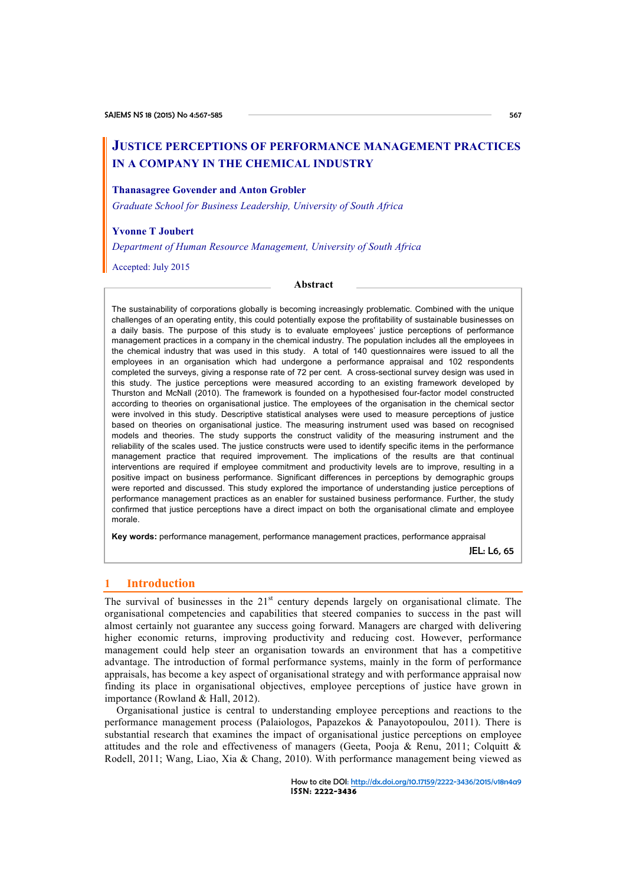# Justice perceptions of performance management practices in a company in the chemical industry

**Thanasagree Govender and Anton Grobler**

*Graduate School for Business Leadership, University of South Africa*

**Yvonne T Joubert**

*Department of Human Resource Management, University of South Africa*

Accepted: July 2015

## Abstract

The sustainability of corporations globally is becoming increasingly problematic. Combined with the unique challenges of an operating entity, this could potentially expose the profitability of sustainable businesses on a daily basis. The purpose of this study is to evaluate employees' justice perceptions of performance management practices in a company in the chemical industry. The population includes all the employees in the chemical industry that was used in this study. A total of 140 questionnaires were issued to all the employees in an organisation which had undergone a performance appraisal and 102 respondents completed the surveys, giving a response rate of 72 per cent. A cross-sectional survey design was used in this study. The justice perceptions were measured according to an existing framework developed by Thurston and McNall (2010). The framework is founded on a hypothesised four-factor model constructed according to theories on organisational justice. The employees of the organisation in the chemical sector were involved in this study. Descriptive statistical analyses were used to measure perceptions of justice based on theories on organisational justice. The measuring instrument used was based on recognised models and theories. The study supports the construct validity of the measuring instrument and the reliability of the scales used. The justice constructs were used to identify specific items in the performance management practice that required improvement. The implications of the results are that continual interventions are required if employee commitment and productivity levels are to improve, resulting in a positive impact on business performance. Significant differences in perceptions by demographic groups were reported and discussed. This study explored the importance of understanding justice perceptions of performance management practices as an enabler for sustained business performance. Further, the study confirmed that justice perceptions have a direct impact on both the organisational climate and employee morale.

**Key words:** performance management, performance management practices, performance appraisal

JEL: L6, 65

## 1 Introduction

The survival of businesses in the 21st century depends largely on organisational climate. The organisational competencies and capabilities that steered companies to success in the past will almost certainly not guarantee any success going forward. Managers are charged with delivering higher economic returns, improving productivity and reducing cost. However, performance management could help steer an organisation towards an environment that has a competitive advantage. The introduction of formal performance systems, mainly in the form of performance appraisals, has become a key aspect of organisational strategy and with performance appraisal now finding its place in organisational objectives, employee perceptions of justice have grown in importance (Rowland & Hall, 2012).

Organisational justice is central to understanding employee perceptions and reactions to the performance management process (Palaiologos, Papazekos & Panayotopoulou, 2011). There is substantial research that examines the impact of organisational justice perceptions on employee attitudes and the role and effectiveness of managers (Geeta, Pooja & Renu, 2011; Colquitt & Rodell, 2011; Wang, Liao, Xia & Chang, 2010). With performance management being viewed as

How to cite DOI: http://dx.doi.org/10.17159/2222-3436/2015/v18n4a9
ISSN: 2222-3436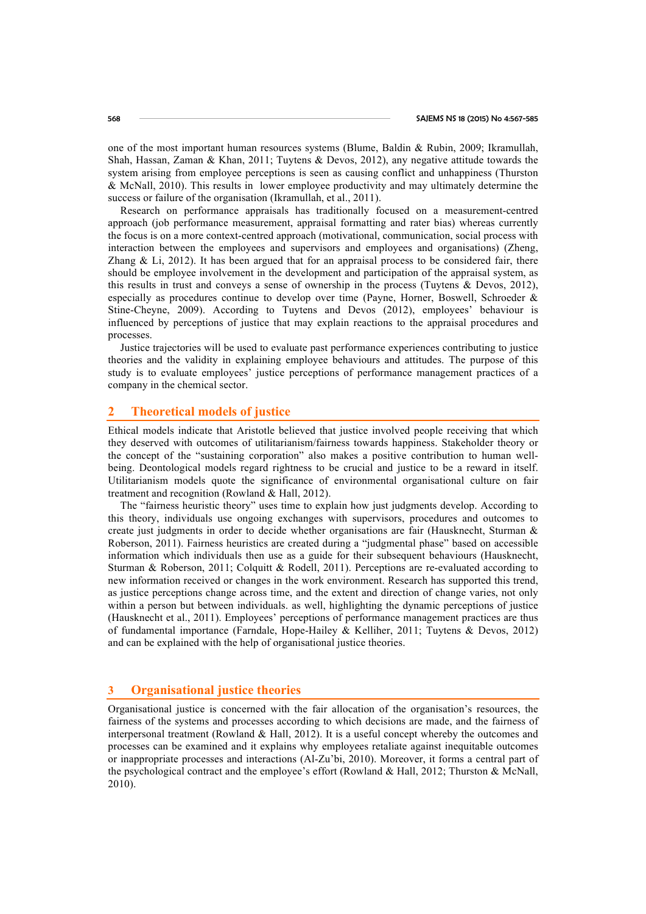one of the most important human resources systems (Blume, Baldin & Rubin, 2009; Ikramullah, Shah, Hassan, Zaman & Khan, 2011; Tuytens & Devos, 2012), any negative attitude towards the system arising from employee perceptions is seen as causing conflict and unhappiness (Thurston & McNall, 2010). This results in lower employee productivity and may ultimately determine the success or failure of the organisation (Ikramullah, et al., 2011).

Research on performance appraisals has traditionally focused on a measurement-centred approach (job performance measurement, appraisal formatting and rater bias) whereas currently the focus is on a more context-centred approach (motivational, communication, social process with interaction between the employees and supervisors and employees and organisations) (Zheng, Zhang & Li, 2012). It has been argued that for an appraisal process to be considered fair, there should be employee involvement in the development and participation of the appraisal system, as this results in trust and conveys a sense of ownership in the process (Tuytens & Devos, 2012), especially as procedures continue to develop over time (Payne, Horner, Boswell, Schroeder & Stine-Cheyne, 2009). According to Tuytens and Devos (2012), employees' behaviour is influenced by perceptions of justice that may explain reactions to the appraisal procedures and processes.

Justice trajectories will be used to evaluate past performance experiences contributing to justice theories and the validity in explaining employee behaviours and attitudes. The purpose of this study is to evaluate employees' justice perceptions of performance management practices of a company in the chemical sector.

## 2 Theoretical models of justice

Ethical models indicate that Aristotle believed that justice involved people receiving that which they deserved with outcomes of utilitarianism/fairness towards happiness. Stakeholder theory or the concept of the "sustaining corporation" also makes a positive contribution to human well-being. Deontological models regard rightness to be crucial and justice to be a reward in itself. Utilitarianism models quote the significance of environmental organisational culture on fair treatment and recognition (Rowland & Hall, 2012).

The "fairness heuristic theory" uses time to explain how just judgments develop. According to this theory, individuals use ongoing exchanges with supervisors, procedures and outcomes to create just judgments in order to decide whether organisations are fair (Hausknecht, Sturman & Roberson, 2011). Fairness heuristics are created during a "judgmental phase" based on accessible information which individuals then use as a guide for their subsequent behaviours (Hausknecht, Sturman & Roberson, 2011; Colquitt & Rodell, 2011). Perceptions are re-evaluated according to new information received or changes in the work environment. Research has supported this trend, as justice perceptions change across time, and the extent and direction of change varies, not only within a person but between individuals. as well, highlighting the dynamic perceptions of justice (Hausknecht et al., 2011). Employees' perceptions of performance management practices are thus of fundamental importance (Farndale, Hope-Hailey & Kelliher, 2011; Tuytens & Devos, 2012) and can be explained with the help of organisational justice theories.

## 3 Organisational justice theories

Organisational justice is concerned with the fair allocation of the organisation's resources, the fairness of the systems and processes according to which decisions are made, and the fairness of interpersonal treatment (Rowland & Hall, 2012). It is a useful concept whereby the outcomes and processes can be examined and it explains why employees retaliate against inequitable outcomes or inappropriate processes and interactions (Al-Zu'bi, 2010). Moreover, it forms a central part of the psychological contract and the employee's effort (Rowland & Hall, 2012; Thurston & McNall, 2010).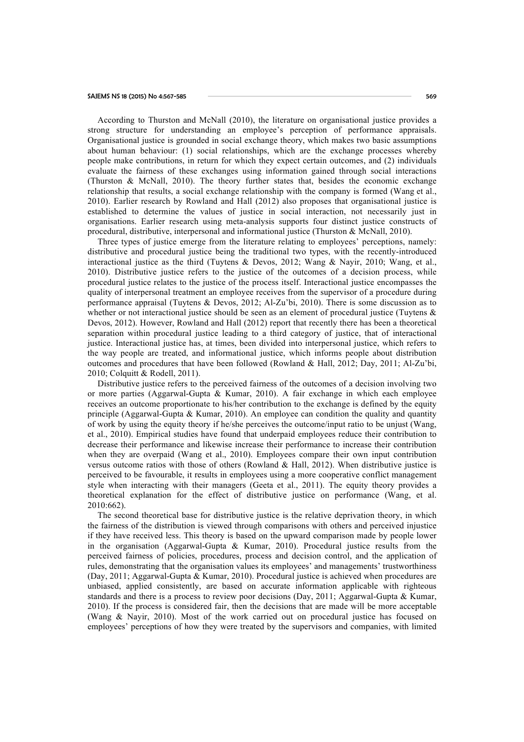According to Thurston and McNall (2010), the literature on organisational justice provides a strong structure for understanding an employee's perception of performance appraisals. Organisational justice is grounded in social exchange theory, which makes two basic assumptions about human behaviour: (1) social relationships, which are the exchange processes whereby people make contributions, in return for which they expect certain outcomes, and (2) individuals evaluate the fairness of these exchanges using information gained through social interactions (Thurston & McNall, 2010). The theory further states that, besides the economic exchange relationship that results, a social exchange relationship with the company is formed (Wang et al., 2010). Earlier research by Rowland and Hall (2012) also proposes that organisational justice is established to determine the values of justice in social interaction, not necessarily just in organisations. Earlier research using meta-analysis supports four distinct justice constructs of procedural, distributive, interpersonal and informational justice (Thurston & McNall, 2010).

Three types of justice emerge from the literature relating to employees' perceptions, namely: distributive and procedural justice being the traditional two types, with the recently-introduced interactional justice as the third (Tuytens & Devos, 2012; Wang & Nayir, 2010; Wang, et al., 2010). Distributive justice refers to the justice of the outcomes of a decision process, while procedural justice relates to the justice of the process itself. Interactional justice encompasses the quality of interpersonal treatment an employee receives from the supervisor of a procedure during performance appraisal (Tuytens & Devos, 2012; Al-Zu'bi, 2010). There is some discussion as to whether or not interactional justice should be seen as an element of procedural justice (Tuytens & Devos, 2012). However, Rowland and Hall (2012) report that recently there has been a theoretical separation within procedural justice leading to a third category of justice, that of interactional justice. Interactional justice has, at times, been divided into interpersonal justice, which refers to the way people are treated, and informational justice, which informs people about distribution outcomes and procedures that have been followed (Rowland & Hall, 2012; Day, 2011; Al-Zu'bi, 2010; Colquitt & Rodell, 2011).

Distributive justice refers to the perceived fairness of the outcomes of a decision involving two or more parties (Aggarwal-Gupta & Kumar, 2010). A fair exchange in which each employee receives an outcome proportionate to his/her contribution to the exchange is defined by the equity principle (Aggarwal-Gupta & Kumar, 2010). An employee can condition the quality and quantity of work by using the equity theory if he/she perceives the outcome/input ratio to be unjust (Wang, et al., 2010). Empirical studies have found that underpaid employees reduce their contribution to decrease their performance and likewise increase their performance to increase their contribution when they are overpaid (Wang et al., 2010). Employees compare their own input contribution versus outcome ratios with those of others (Rowland & Hall, 2012). When distributive justice is perceived to be favourable, it results in employees using a more cooperative conflict management style when interacting with their managers (Geeta et al., 2011). The equity theory provides a theoretical explanation for the effect of distributive justice on performance (Wang, et al. 2010:662).

The second theoretical base for distributive justice is the relative deprivation theory, in which the fairness of the distribution is viewed through comparisons with others and perceived injustice if they have received less. This theory is based on the upward comparison made by people lower in the organisation (Aggarwal-Gupta & Kumar, 2010). Procedural justice results from the perceived fairness of policies, procedures, process and decision control, and the application of rules, demonstrating that the organisation values its employees' and managements' trustworthiness (Day, 2011; Aggarwal-Gupta & Kumar, 2010). Procedural justice is achieved when procedures are unbiased, applied consistently, are based on accurate information applicable with righteous standards and there is a process to review poor decisions (Day, 2011; Aggarwal-Gupta & Kumar, 2010). If the process is considered fair, then the decisions that are made will be more acceptable (Wang & Nayir, 2010). Most of the work carried out on procedural justice has focused on employees' perceptions of how they were treated by the supervisors and companies, with limited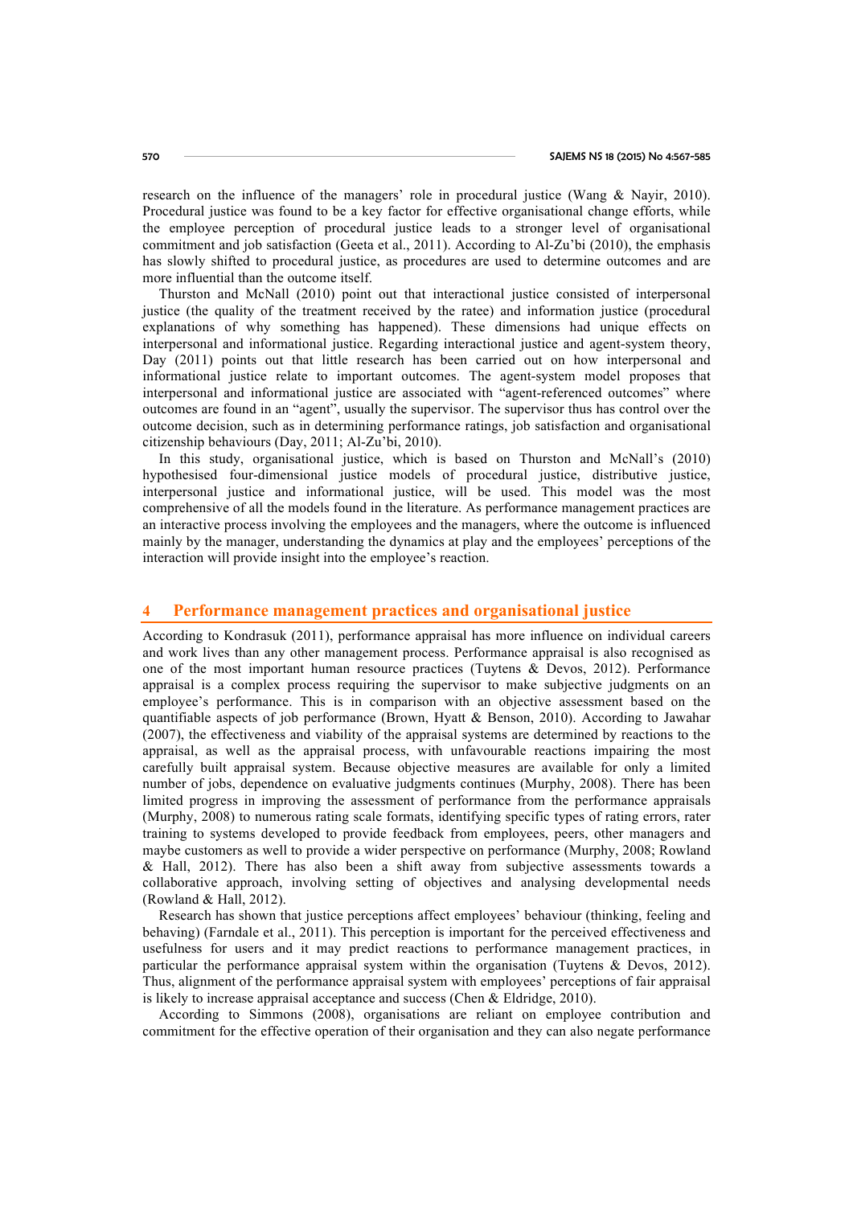research on the influence of the managers' role in procedural justice (Wang & Nayir, 2010). Procedural justice was found to be a key factor for effective organisational change efforts, while the employee perception of procedural justice leads to a stronger level of organisational commitment and job satisfaction (Geeta et al., 2011). According to Al-Zu'bi (2010), the emphasis has slowly shifted to procedural justice, as procedures are used to determine outcomes and are more influential than the outcome itself.

Thurston and McNall (2010) point out that interactional justice consisted of interpersonal justice (the quality of the treatment received by the ratee) and information justice (procedural explanations of why something has happened). These dimensions had unique effects on interpersonal and informational justice. Regarding interactional justice and agent-system theory, Day (2011) points out that little research has been carried out on how interpersonal and informational justice relate to important outcomes. The agent-system model proposes that interpersonal and informational justice are associated with "agent-referenced outcomes" where outcomes are found in an "agent", usually the supervisor. The supervisor thus has control over the outcome decision, such as in determining performance ratings, job satisfaction and organisational citizenship behaviours (Day, 2011; Al-Zu'bi, 2010).

In this study, organisational justice, which is based on Thurston and McNall's (2010) hypothesised four-dimensional justice models of procedural justice, distributive justice, interpersonal justice and informational justice, will be used. This model was the most comprehensive of all the models found in the literature. As performance management practices are an interactive process involving the employees and the managers, where the outcome is influenced mainly by the manager, understanding the dynamics at play and the employees' perceptions of the interaction will provide insight into the employee's reaction.

## 4 Performance management practices and organisational justice

According to Kondrasuk (2011), performance appraisal has more influence on individual careers and work lives than any other management process. Performance appraisal is also recognised as one of the most important human resource practices (Tuytens & Devos, 2012). Performance appraisal is a complex process requiring the supervisor to make subjective judgments on an employee's performance. This is in comparison with an objective assessment based on the quantifiable aspects of job performance (Brown, Hyatt & Benson, 2010). According to Jawahar (2007), the effectiveness and viability of the appraisal systems are determined by reactions to the appraisal, as well as the appraisal process, with unfavourable reactions impairing the most carefully built appraisal system. Because objective measures are available for only a limited number of jobs, dependence on evaluative judgments continues (Murphy, 2008). There has been limited progress in improving the assessment of performance from the performance appraisals (Murphy, 2008) to numerous rating scale formats, identifying specific types of rating errors, rater training to systems developed to provide feedback from employees, peers, other managers and maybe customers as well to provide a wider perspective on performance (Murphy, 2008; Rowland & Hall, 2012). There has also been a shift away from subjective assessments towards a collaborative approach, involving setting of objectives and analysing developmental needs (Rowland & Hall, 2012).

Research has shown that justice perceptions affect employees' behaviour (thinking, feeling and behaving) (Farndale et al., 2011). This perception is important for the perceived effectiveness and usefulness for users and it may predict reactions to performance management practices, in particular the performance appraisal system within the organisation (Tuytens & Devos, 2012). Thus, alignment of the performance appraisal system with employees' perceptions of fair appraisal is likely to increase appraisal acceptance and success (Chen & Eldridge, 2010).

According to Simmons (2008), organisations are reliant on employee contribution and commitment for the effective operation of their organisation and they can also negate performance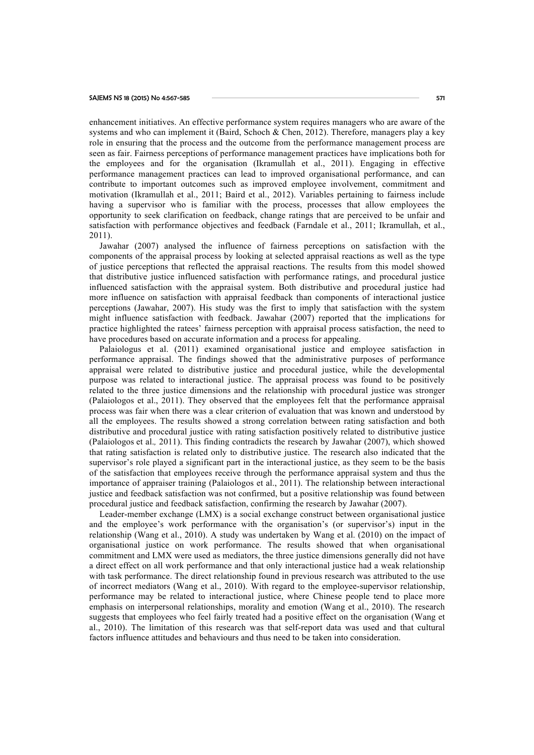enhancement initiatives. An effective performance system requires managers who are aware of the systems and who can implement it (Baird, Schoch & Chen, 2012). Therefore, managers play a key role in ensuring that the process and the outcome from the performance management process are seen as fair. Fairness perceptions of performance management practices have implications both for the employees and for the organisation (Ikramullah et al., 2011). Engaging in effective performance management practices can lead to improved organisational performance, and can contribute to important outcomes such as improved employee involvement, commitment and motivation (Ikramullah et al., 2011; Baird et al., 2012). Variables pertaining to fairness include having a supervisor who is familiar with the process, processes that allow employees the opportunity to seek clarification on feedback, change ratings that are perceived to be unfair and satisfaction with performance objectives and feedback (Farndale et al., 2011; Ikramullah, et al., 2011).

Jawahar (2007) analysed the influence of fairness perceptions on satisfaction with the components of the appraisal process by looking at selected appraisal reactions as well as the type of justice perceptions that reflected the appraisal reactions. The results from this model showed that distributive justice influenced satisfaction with performance ratings, and procedural justice influenced satisfaction with the appraisal system. Both distributive and procedural justice had more influence on satisfaction with appraisal feedback than components of interactional justice perceptions (Jawahar, 2007). His study was the first to imply that satisfaction with the system might influence satisfaction with feedback. Jawahar (2007) reported that the implications for practice highlighted the ratees' fairness perception with appraisal process satisfaction, the need to have procedures based on accurate information and a process for appealing.

Palaiologus et al. (2011) examined organisational justice and employee satisfaction in performance appraisal. The findings showed that the administrative purposes of performance appraisal were related to distributive justice and procedural justice, while the developmental purpose was related to interactional justice. The appraisal process was found to be positively related to the three justice dimensions and the relationship with procedural justice was stronger (Palaiologos et al., 2011). They observed that the employees felt that the performance appraisal process was fair when there was a clear criterion of evaluation that was known and understood by all the employees. The results showed a strong correlation between rating satisfaction and both distributive and procedural justice with rating satisfaction positively related to distributive justice (Palaiologos et al.*,* 2011). This finding contradicts the research by Jawahar (2007), which showed that rating satisfaction is related only to distributive justice. The research also indicated that the supervisor's role played a significant part in the interactional justice, as they seem to be the basis of the satisfaction that employees receive through the performance appraisal system and thus the importance of appraiser training (Palaiologos et al., 2011). The relationship between interactional justice and feedback satisfaction was not confirmed, but a positive relationship was found between procedural justice and feedback satisfaction, confirming the research by Jawahar (2007).

Leader-member exchange (LMX) is a social exchange construct between organisational justice and the employee's work performance with the organisation's (or supervisor's) input in the relationship (Wang et al., 2010). A study was undertaken by Wang et al. (2010) on the impact of organisational justice on work performance. The results showed that when organisational commitment and LMX were used as mediators, the three justice dimensions generally did not have a direct effect on all work performance and that only interactional justice had a weak relationship with task performance. The direct relationship found in previous research was attributed to the use of incorrect mediators (Wang et al., 2010). With regard to the employee-supervisor relationship, performance may be related to interactional justice, where Chinese people tend to place more emphasis on interpersonal relationships, morality and emotion (Wang et al., 2010). The research suggests that employees who feel fairly treated had a positive effect on the organisation (Wang et al., 2010). The limitation of this research was that self-report data was used and that cultural factors influence attitudes and behaviours and thus need to be taken into consideration.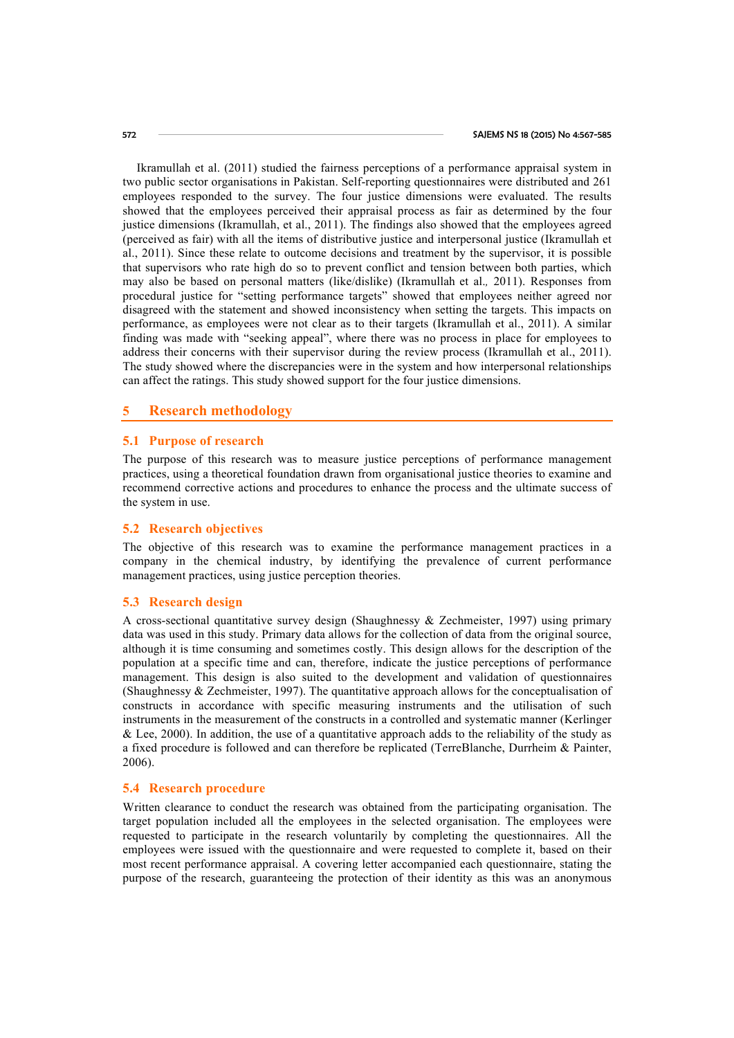Ikramullah et al. (2011) studied the fairness perceptions of a performance appraisal system in two public sector organisations in Pakistan. Self-reporting questionnaires were distributed and 261 employees responded to the survey. The four justice dimensions were evaluated. The results showed that the employees perceived their appraisal process as fair as determined by the four justice dimensions (Ikramullah, et al., 2011). The findings also showed that the employees agreed (perceived as fair) with all the items of distributive justice and interpersonal justice (Ikramullah et al., 2011). Since these relate to outcome decisions and treatment by the supervisor, it is possible that supervisors who rate high do so to prevent conflict and tension between both parties, which may also be based on personal matters (like/dislike) (Ikramullah et al., 2011). Responses from procedural justice for "setting performance targets" showed that employees neither agreed nor disagreed with the statement and showed inconsistency when setting the targets. This impacts on performance, as employees were not clear as to their targets (Ikramullah et al., 2011). A similar finding was made with "seeking appeal", where there was no process in place for employees to address their concerns with their supervisor during the review process (Ikramullah et al., 2011). The study showed where the discrepancies were in the system and how interpersonal relationships can affect the ratings. This study showed support for the four justice dimensions.

## 5 Research methodology

### 5.1 Purpose of research

The purpose of this research was to measure justice perceptions of performance management practices, using a theoretical foundation drawn from organisational justice theories to examine and recommend corrective actions and procedures to enhance the process and the ultimate success of the system in use.

### 5.2 Research objectives

The objective of this research was to examine the performance management practices in a company in the chemical industry, by identifying the prevalence of current performance management practices, using justice perception theories.

### 5.3 Research design

A cross-sectional quantitative survey design (Shaughnessy & Zechmeister, 1997) using primary data was used in this study. Primary data allows for the collection of data from the original source, although it is time consuming and sometimes costly. This design allows for the description of the population at a specific time and can, therefore, indicate the justice perceptions of performance management. This design is also suited to the development and validation of questionnaires (Shaughnessy & Zechmeister, 1997). The quantitative approach allows for the conceptualisation of constructs in accordance with specific measuring instruments and the utilisation of such instruments in the measurement of the constructs in a controlled and systematic manner (Kerlinger & Lee, 2000). In addition, the use of a quantitative approach adds to the reliability of the study as a fixed procedure is followed and can therefore be replicated (TerreBlanche, Durrheim & Painter, 2006).

### 5.4 Research procedure

Written clearance to conduct the research was obtained from the participating organisation. The target population included all the employees in the selected organisation. The employees were requested to participate in the research voluntarily by completing the questionnaires. All the employees were issued with the questionnaire and were requested to complete it, based on their most recent performance appraisal. A covering letter accompanied each questionnaire, stating the purpose of the research, guaranteeing the protection of their identity as this was an anonymous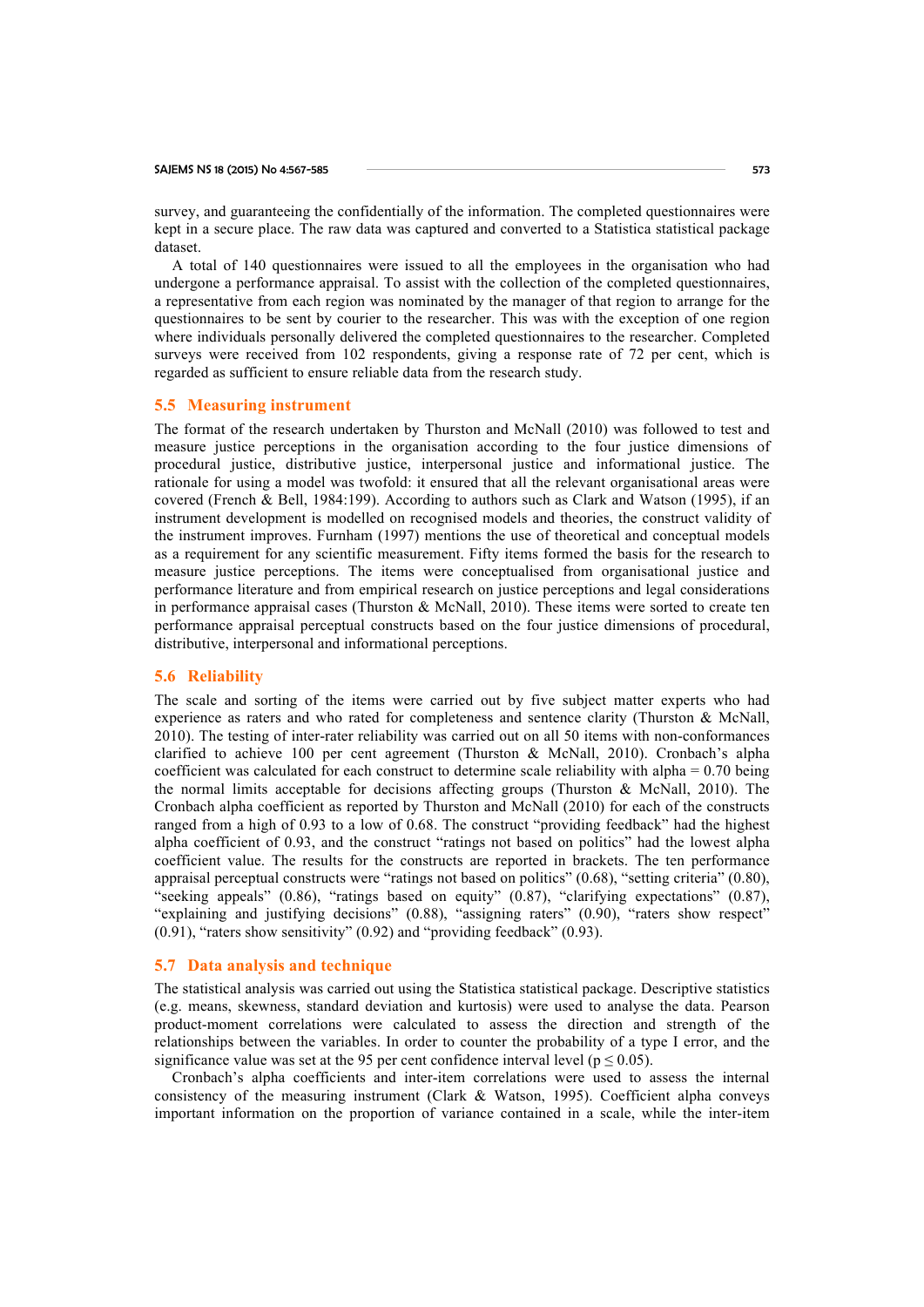survey, and guaranteeing the confidentially of the information. The completed questionnaires were kept in a secure place. The raw data was captured and converted to a Statistica statistical package dataset.

A total of 140 questionnaires were issued to all the employees in the organisation who had undergone a performance appraisal. To assist with the collection of the completed questionnaires, a representative from each region was nominated by the manager of that region to arrange for the questionnaires to be sent by courier to the researcher. This was with the exception of one region where individuals personally delivered the completed questionnaires to the researcher. Completed surveys were received from 102 respondents, giving a response rate of 72 per cent, which is regarded as sufficient to ensure reliable data from the research study.

## 5.5 Measuring instrument

The format of the research undertaken by Thurston and McNall (2010) was followed to test and measure justice perceptions in the organisation according to the four justice dimensions of procedural justice, distributive justice, interpersonal justice and informational justice. The rationale for using a model was twofold: it ensured that all the relevant organisational areas were covered (French & Bell, 1984:199). According to authors such as Clark and Watson (1995), if an instrument development is modelled on recognised models and theories, the construct validity of the instrument improves. Furnham (1997) mentions the use of theoretical and conceptual models as a requirement for any scientific measurement. Fifty items formed the basis for the research to measure justice perceptions. The items were conceptualised from organisational justice and performance literature and from empirical research on justice perceptions and legal considerations in performance appraisal cases (Thurston & McNall, 2010). These items were sorted to create ten performance appraisal perceptual constructs based on the four justice dimensions of procedural, distributive, interpersonal and informational perceptions.

## 5.6 Reliability

The scale and sorting of the items were carried out by five subject matter experts who had experience as raters and who rated for completeness and sentence clarity (Thurston & McNall, 2010). The testing of inter-rater reliability was carried out on all 50 items with non-conformances clarified to achieve 100 per cent agreement (Thurston & McNall, 2010). Cronbach's alpha coefficient was calculated for each construct to determine scale reliability with alpha = 0.70 being the normal limits acceptable for decisions affecting groups (Thurston & McNall, 2010). The Cronbach alpha coefficient as reported by Thurston and McNall (2010) for each of the constructs ranged from a high of 0.93 to a low of 0.68. The construct "providing feedback" had the highest alpha coefficient of 0.93, and the construct "ratings not based on politics" had the lowest alpha coefficient value. The results for the constructs are reported in brackets. The ten performance appraisal perceptual constructs were "ratings not based on politics" (0.68), "setting criteria" (0.80), "seeking appeals" (0.86), "ratings based on equity" (0.87), "clarifying expectations" (0.87), "explaining and justifying decisions" (0.88), "assigning raters" (0.90), "raters show respect" (0.91), "raters show sensitivity" (0.92) and "providing feedback" (0.93).

## 5.7 Data analysis and technique

The statistical analysis was carried out using the Statistica statistical package. Descriptive statistics (e.g. means, skewness, standard deviation and kurtosis) were used to analyse the data. Pearson product-moment correlations were calculated to assess the direction and strength of the relationships between the variables. In order to counter the probability of a type I error, and the significance value was set at the 95 per cent confidence interval level ($p \leq 0.05$).

Cronbach's alpha coefficients and inter-item correlations were used to assess the internal consistency of the measuring instrument (Clark & Watson, 1995). Coefficient alpha conveys important information on the proportion of variance contained in a scale, while the inter-item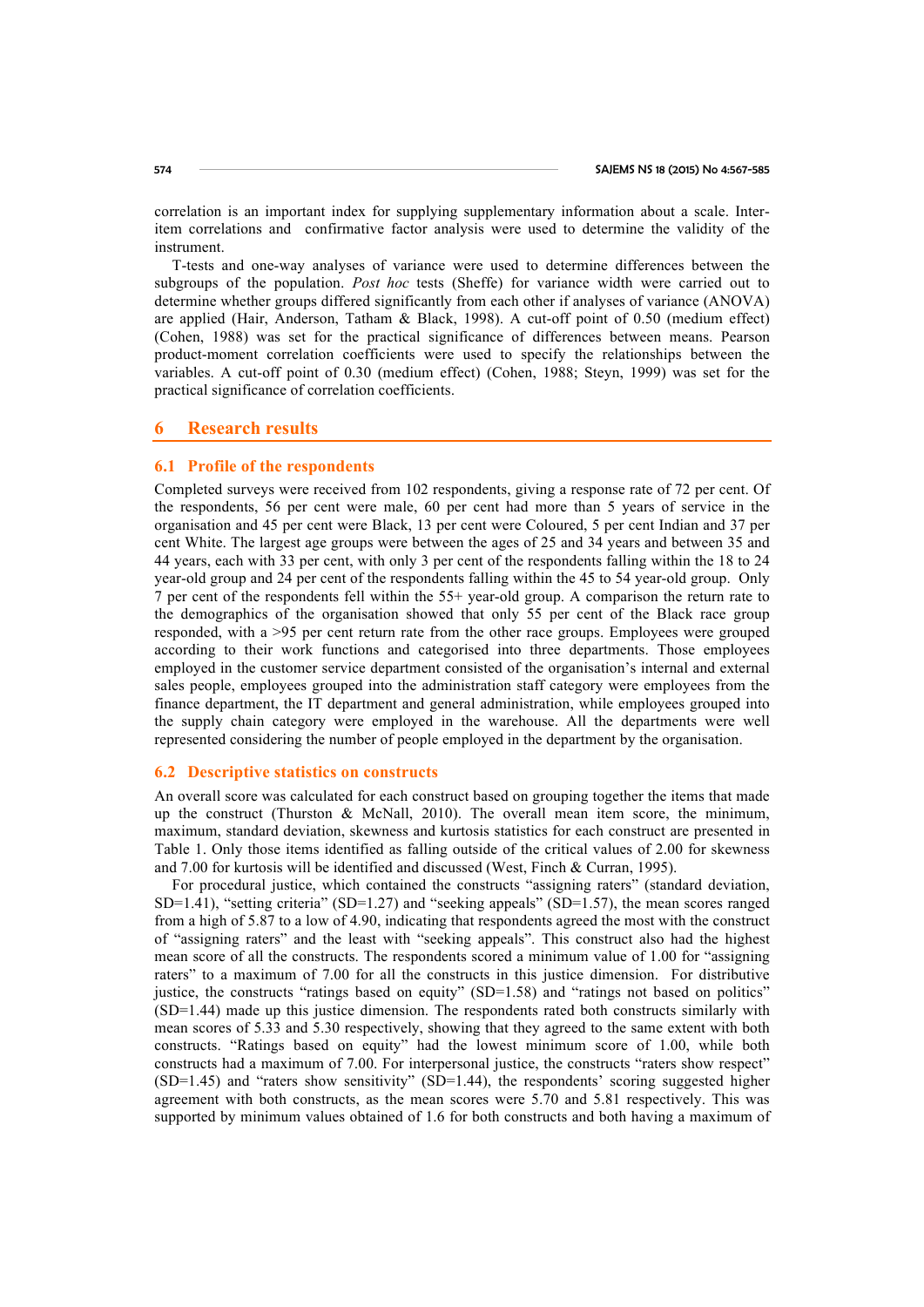correlation is an important index for supplying supplementary information about a scale. Inter-item correlations and confirmative factor analysis were used to determine the validity of the instrument.

T-tests and one-way analyses of variance were used to determine differences between the subgroups of the population. *Post hoc* tests (Sheffe) for variance width were carried out to determine whether groups differed significantly from each other if analyses of variance (ANOVA) are applied (Hair, Anderson, Tatham & Black, 1998). A cut-off point of 0.50 (medium effect) (Cohen, 1988) was set for the practical significance of differences between means. Pearson product-moment correlation coefficients were used to specify the relationships between the variables. A cut-off point of 0.30 (medium effect) (Cohen, 1988; Steyn, 1999) was set for the practical significance of correlation coefficients.

## 6 Research results

### 6.1 Profile of the respondents

Completed surveys were received from 102 respondents, giving a response rate of 72 per cent. Of the respondents, 56 per cent were male, 60 per cent had more than 5 years of service in the organisation and 45 per cent were Black, 13 per cent were Coloured, 5 per cent Indian and 37 per cent White. The largest age groups were between the ages of 25 and 34 years and between 35 and 44 years, each with 33 per cent, with only 3 per cent of the respondents falling within the 18 to 24 year-old group and 24 per cent of the respondents falling within the 45 to 54 year-old group. Only 7 per cent of the respondents fell within the 55+ year-old group. A comparison the return rate to the demographics of the organisation showed that only 55 per cent of the Black race group responded, with a >95 per cent return rate from the other race groups. Employees were grouped according to their work functions and categorised into three departments. Those employees employed in the customer service department consisted of the organisation's internal and external sales people, employees grouped into the administration staff category were employees from the finance department, the IT department and general administration, while employees grouped into the supply chain category were employed in the warehouse. All the departments were well represented considering the number of people employed in the department by the organisation.

### 6.2 Descriptive statistics on constructs

An overall score was calculated for each construct based on grouping together the items that made up the construct (Thurston & McNall, 2010). The overall mean item score, the minimum, maximum, standard deviation, skewness and kurtosis statistics for each construct are presented in Table 1. Only those items identified as falling outside of the critical values of 2.00 for skewness and 7.00 for kurtosis will be identified and discussed (West, Finch & Curran, 1995).

For procedural justice, which contained the constructs "assigning raters" (standard deviation, SD=1.41), "setting criteria" (SD=1.27) and "seeking appeals" (SD=1.57), the mean scores ranged from a high of 5.87 to a low of 4.90, indicating that respondents agreed the most with the construct of "assigning raters" and the least with "seeking appeals". This construct also had the highest mean score of all the constructs. The respondents scored a minimum value of 1.00 for "assigning raters" to a maximum of 7.00 for all the constructs in this justice dimension. For distributive justice, the constructs "ratings based on equity" (SD=1.58) and "ratings not based on politics" (SD=1.44) made up this justice dimension. The respondents rated both constructs similarly with mean scores of 5.33 and 5.30 respectively, showing that they agreed to the same extent with both constructs. "Ratings based on equity" had the lowest minimum score of 1.00, while both constructs had a maximum of 7.00. For interpersonal justice, the constructs "raters show respect" (SD=1.45) and "raters show sensitivity" (SD=1.44), the respondents' scoring suggested higher agreement with both constructs, as the mean scores were 5.70 and 5.81 respectively. This was supported by minimum values obtained of 1.6 for both constructs and both having a maximum of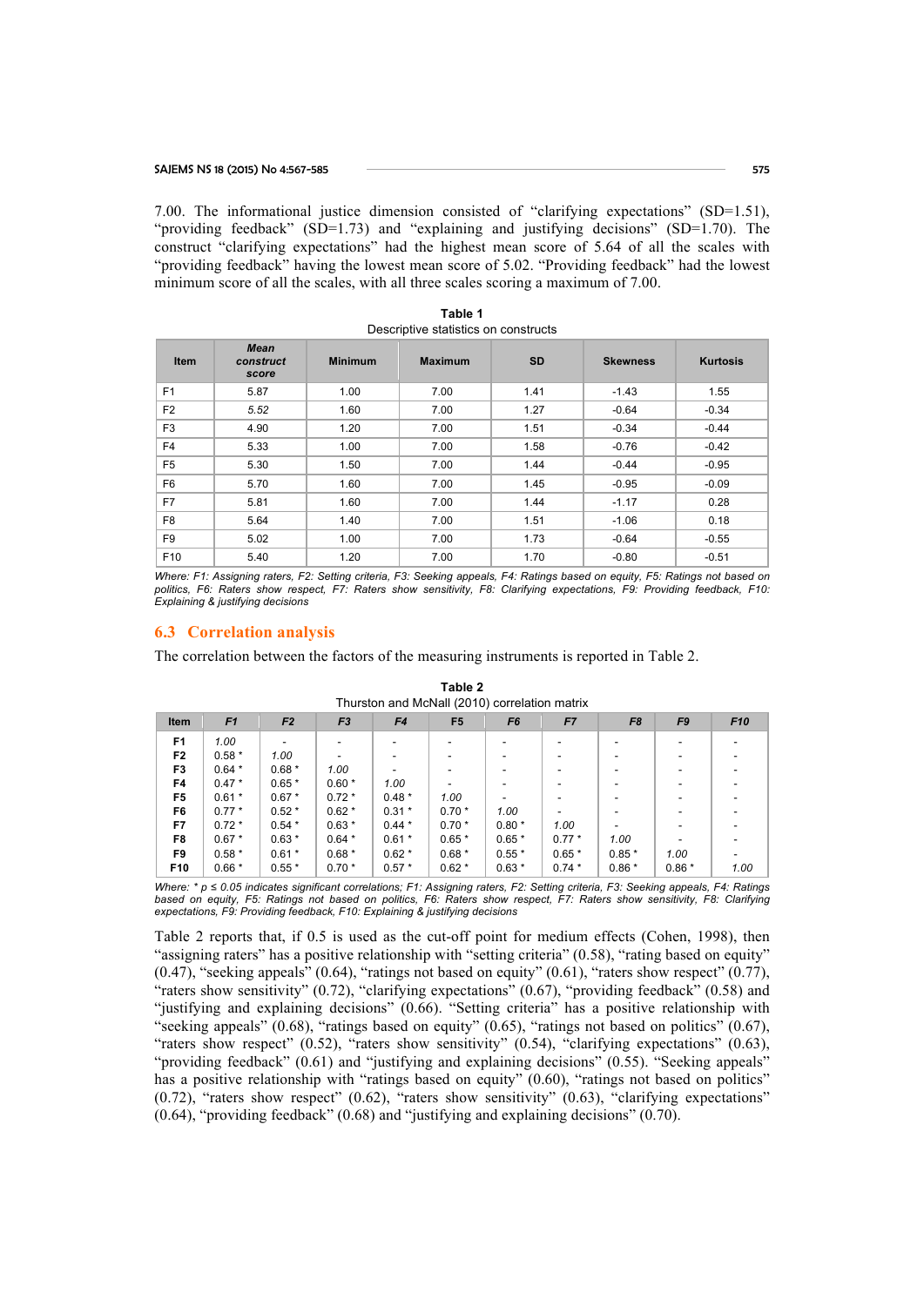7.00. The informational justice dimension consisted of "clarifying expectations" (SD=1.51), "providing feedback" (SD=1.73) and "explaining and justifying decisions" (SD=1.70). The construct "clarifying expectations" had the highest mean score of 5.64 of all the scales with "providing feedback" having the lowest mean score of 5.02. "Providing feedback" had the lowest minimum score of all the scales, with all three scales scoring a maximum of 7.00.

**Table 1**
Descriptive statistics on constructs

| Item | *Mean construct score* | Minimum | Maximum | SD | Skewness | Kurtosis |
|---|---|---|---|---|---|---|
| F1 | 5.87 | 1.00 | 7.00 | 1.41 | -1.43 | 1.55 |
| F2 | 5.52 | 1.60 | 7.00 | 1.27 | -0.64 | -0.34 |
| F3 | 4.90 | 1.20 | 7.00 | 1.51 | -0.34 | -0.44 |
| F4 | 5.33 | 1.00 | 7.00 | 1.58 | -0.76 | -0.42 |
| F5 | 5.30 | 1.50 | 7.00 | 1.44 | -0.44 | -0.95 |
| F6 | 5.70 | 1.60 | 7.00 | 1.45 | -0.95 | -0.09 |
| F7 | 5.81 | 1.60 | 7.00 | 1.44 | -1.17 | 0.28 |
| F8 | 5.64 | 1.40 | 7.00 | 1.51 | -1.06 | 0.18 |
| F9 | 5.02 | 1.00 | 7.00 | 1.73 | -0.64 | -0.55 |
| F10 | 5.40 | 1.20 | 7.00 | 1.70 | -0.80 | -0.51 |

*Where: F1: Assigning raters, F2: Setting criteria, F3: Seeking appeals, F4: Ratings based on equity, F5: Ratings not based on politics, F6: Raters show respect, F7: Raters show sensitivity, F8: Clarifying expectations, F9: Providing feedback, F10: Explaining & justifying decisions*

## 6.3 Correlation analysis

The correlation between the factors of the measuring instruments is reported in Table 2.

**Table 2**
Thurston and McNall (2010) correlation matrix

| Item | F1 | F2 | F3 | F4 | F5 | F6 | F7 | F8 | F9 | F10 |
|---|---|---|---|---|---|---|---|---|---|---|
| **F1** | 1.00 | - | - | - | - | - | - | - | - | - |
| **F2** | 0.58 * | 1.00 | - | - | - | - | - | - | - | - |
| **F3** | 0.64 * | 0.68 * | 1.00 | - | - | - | - | - | - | - |
| **F4** | 0.47 * | 0.65 * | 0.60 * | 1.00 | - | - | - | - | - | - |
| **F5** | 0.61 * | 0.67 * | 0.72 * | 0.48 * | 1.00 | - | - | - | - | - |
| **F6** | 0.77 * | 0.52 * | 0.62 * | 0.31 * | 0.70 * | 1.00 | - | - | - | - |
| **F7** | 0.72 * | 0.54 * | 0.63 * | 0.44 * | 0.70 * | 0.80 * | 1.00 | - | - | - |
| **F8** | 0.67 * | 0.63 * | 0.64 * | 0.61 * | 0.65 * | 0.65 * | 0.77 * | 1.00 | - | - |
| **F9** | 0.58 * | 0.61 * | 0.68 * | 0.62 * | 0.68 * | 0.55 * | 0.65 * | 0.85 * | 1.00 | - |
| **F10** | 0.66 * | 0.55 * | 0.70 * | 0.57 * | 0.62 * | 0.63 * | 0.74 * | 0.86 * | 0.86 * | 1.00 |

*Where: * p ≤ 0.05 indicates significant correlations; F1: Assigning raters, F2: Setting criteria, F3: Seeking appeals, F4: Ratings based on equity, F5: Ratings not based on politics, F6: Raters show respect, F7: Raters show sensitivity, F8: Clarifying expectations, F9: Providing feedback, F10: Explaining & justifying decisions*

Table 2 reports that, if 0.5 is used as the cut-off point for medium effects (Cohen, 1998), then "assigning raters" has a positive relationship with "setting criteria" (0.58), "rating based on equity" (0.47), "seeking appeals" (0.64), "ratings not based on equity" (0.61), "raters show respect" (0.77), "raters show sensitivity" (0.72), "clarifying expectations" (0.67), "providing feedback" (0.58) and "justifying and explaining decisions" (0.66). "Setting criteria" has a positive relationship with "seeking appeals" (0.68), "ratings based on equity" (0.65), "ratings not based on politics" (0.67), "raters show respect" (0.52), "raters show sensitivity" (0.54), "clarifying expectations" (0.63), "providing feedback" (0.61) and "justifying and explaining decisions" (0.55). "Seeking appeals" has a positive relationship with "ratings based on equity" (0.60), "ratings not based on politics" (0.72), "raters show respect" (0.62), "raters show sensitivity" (0.63), "clarifying expectations" (0.64), "providing feedback" (0.68) and "justifying and explaining decisions" (0.70).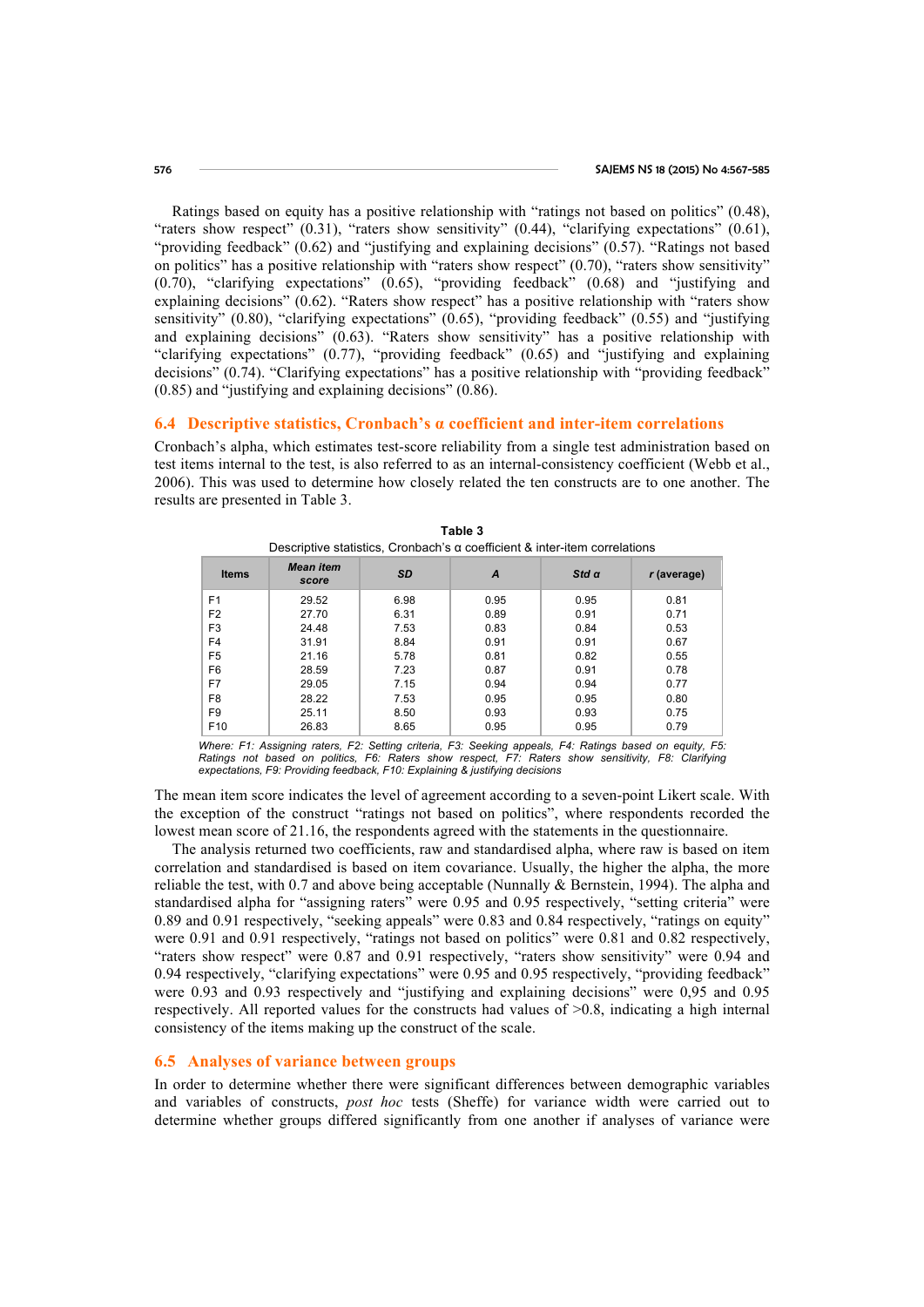Ratings based on equity has a positive relationship with "ratings not based on politics" (0.48), "raters show respect" (0.31), "raters show sensitivity" (0.44), "clarifying expectations" (0.61), "providing feedback" (0.62) and "justifying and explaining decisions" (0.57). "Ratings not based on politics" has a positive relationship with "raters show respect" (0.70), "raters show sensitivity" (0.70), "clarifying expectations" (0.65), "providing feedback" (0.68) and "justifying and explaining decisions" (0.62). "Raters show respect" has a positive relationship with "raters show sensitivity" (0.80), "clarifying expectations" (0.65), "providing feedback" (0.55) and "justifying and explaining decisions" (0.63). "Raters show sensitivity" has a positive relationship with "clarifying expectations" (0.77), "providing feedback" (0.65) and "justifying and explaining decisions" (0.74). "Clarifying expectations" has a positive relationship with "providing feedback" (0.85) and "justifying and explaining decisions" (0.86).

## 6.4 Descriptive statistics, Cronbach's α coefficient and inter-item correlations

Cronbach's alpha, which estimates test-score reliability from a single test administration based on test items internal to the test, is also referred to as an internal-consistency coefficient (Webb et al., 2006). This was used to determine how closely related the ten constructs are to one another. The results are presented in Table 3.

**Table 3**

Descriptive statistics, Cronbach's α coefficient & inter-item correlations

| Items | *Mean item score* | *SD* | *A* | *Std α* | *r* (average) |
|---|---|---|---|---|---|
| F1 | 29.52 | 6.98 | 0.95 | 0.95 | 0.81 |
| F2 | 27.70 | 6.31 | 0.89 | 0.91 | 0.71 |
| F3 | 24.48 | 7.53 | 0.83 | 0.84 | 0.53 |
| F4 | 31.91 | 8.84 | 0.91 | 0.91 | 0.67 |
| F5 | 21.16 | 5.78 | 0.81 | 0.82 | 0.55 |
| F6 | 28.59 | 7.23 | 0.87 | 0.91 | 0.78 |
| F7 | 29.05 | 7.15 | 0.94 | 0.94 | 0.77 |
| F8 | 28.22 | 7.53 | 0.95 | 0.95 | 0.80 |
| F9 | 25.11 | 8.50 | 0.93 | 0.93 | 0.75 |
| F10 | 26.83 | 8.65 | 0.95 | 0.95 | 0.79 |

*Where: F1: Assigning raters, F2: Setting criteria, F3: Seeking appeals, F4: Ratings based on equity, F5: Ratings not based on politics, F6: Raters show respect, F7: Raters show sensitivity, F8: Clarifying expectations, F9: Providing feedback, F10: Explaining & justifying decisions*

The mean item score indicates the level of agreement according to a seven-point Likert scale. With the exception of the construct "ratings not based on politics", where respondents recorded the lowest mean score of 21.16, the respondents agreed with the statements in the questionnaire.

The analysis returned two coefficients, raw and standardised alpha, where raw is based on item correlation and standardised is based on item covariance. Usually, the higher the alpha, the more reliable the test, with 0.7 and above being acceptable (Nunnally & Bernstein, 1994). The alpha and standardised alpha for "assigning raters" were 0.95 and 0.95 respectively, "setting criteria" were 0.89 and 0.91 respectively, "seeking appeals" were 0.83 and 0.84 respectively, "ratings on equity" were 0.91 and 0.91 respectively, "ratings not based on politics" were 0.81 and 0.82 respectively, "raters show respect" were 0.87 and 0.91 respectively, "raters show sensitivity" were 0.94 and 0.94 respectively, "clarifying expectations" were 0.95 and 0.95 respectively, "providing feedback" were 0.93 and 0.93 respectively and "justifying and explaining decisions" were 0,95 and 0.95 respectively. All reported values for the constructs had values of >0.8, indicating a high internal consistency of the items making up the construct of the scale.

## 6.5 Analyses of variance between groups

In order to determine whether there were significant differences between demographic variables and variables of constructs, *post hoc* tests (Sheffe) for variance width were carried out to determine whether groups differed significantly from one another if analyses of variance were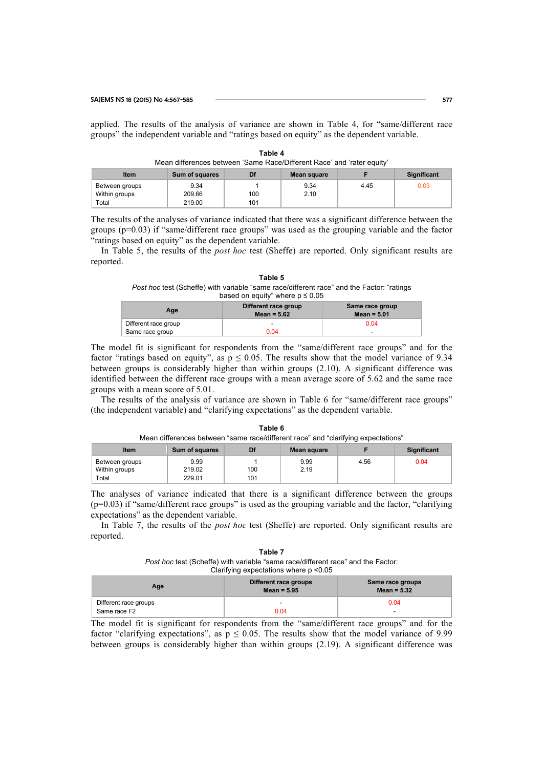applied. The results of the analysis of variance are shown in Table 4, for "same/different race groups" the independent variable and "ratings based on equity" as the dependent variable.

**Table 4**
Mean differences between 'Same Race/Different Race' and 'rater equity'

| Item | Sum of squares | Df | Mean square | F | Significant |
|---|---|---|---|---|---|
| Between groups | 9.34 | 1 | 9.34 | 4.45 | 0.03 |
| Within groups | 209.66 | 100 | 2.10 | | |
| Total | 219.00 | 101 | | | |

The results of the analyses of variance indicated that there was a significant difference between the groups (p=0.03) if "same/different race groups" was used as the grouping variable and the factor "ratings based on equity" as the dependent variable.

In Table 5, the results of the *post hoc* test (Sheffe) are reported. Only significant results are reported.

**Table 5**
*Post hoc* test (Scheffe) with variable "same race/different race" and the Factor: "ratings based on equity" where $p \leq 0.05$

| Age | Different race group Mean = 5.62 | Same race group Mean = 5.01 |
|---|---|---|
| Different race group | - | 0.04 |
| Same race group | 0.04 | - |

The model fit is significant for respondents from the "same/different race groups" and for the factor "ratings based on equity", as $p \leq 0.05$. The results show that the model variance of 9.34 between groups is considerably higher than within groups (2.10). A significant difference was identified between the different race groups with a mean average score of 5.62 and the same race groups with a mean score of 5.01.

The results of the analysis of variance are shown in Table 6 for "same/different race groups" (the independent variable) and "clarifying expectations" as the dependent variable.

**Table 6**
Mean differences between "same race/different race" and "clarifying expectations"

| Item | Sum of squares | Df | Mean square | F | Significant |
|---|---|---|---|---|---|
| Between groups | 9.99 | 1 | 9.99 | 4.56 | 0.04 |
| Within groups | 219.02 | 100 | 2.19 | | |
| Total | 229.01 | 101 | | | |

The analyses of variance indicated that there is a significant difference between the groups (p=0.03) if "same/different race groups" is used as the grouping variable and the factor, "clarifying expectations" as the dependent variable.

In Table 7, the results of the *post hoc* test (Sheffe) are reported. Only significant results are reported.

**Table 7**
*Post hoc* test (Scheffe) with variable "same race/different race" and the Factor: Clarifying expectations where $p < 0.05$

| Age | Different race groups Mean = 5.95 | Same race groups Mean = 5.32 |
|---|---|---|
| Different race groups | - | 0.04 |
| Same race F2 | 0.04 | - |

The model fit is significant for respondents from the "same/different race groups" and for the factor "clarifying expectations", as $p \leq 0.05$. The results show that the model variance of 9.99 between groups is considerably higher than within groups (2.19). A significant difference was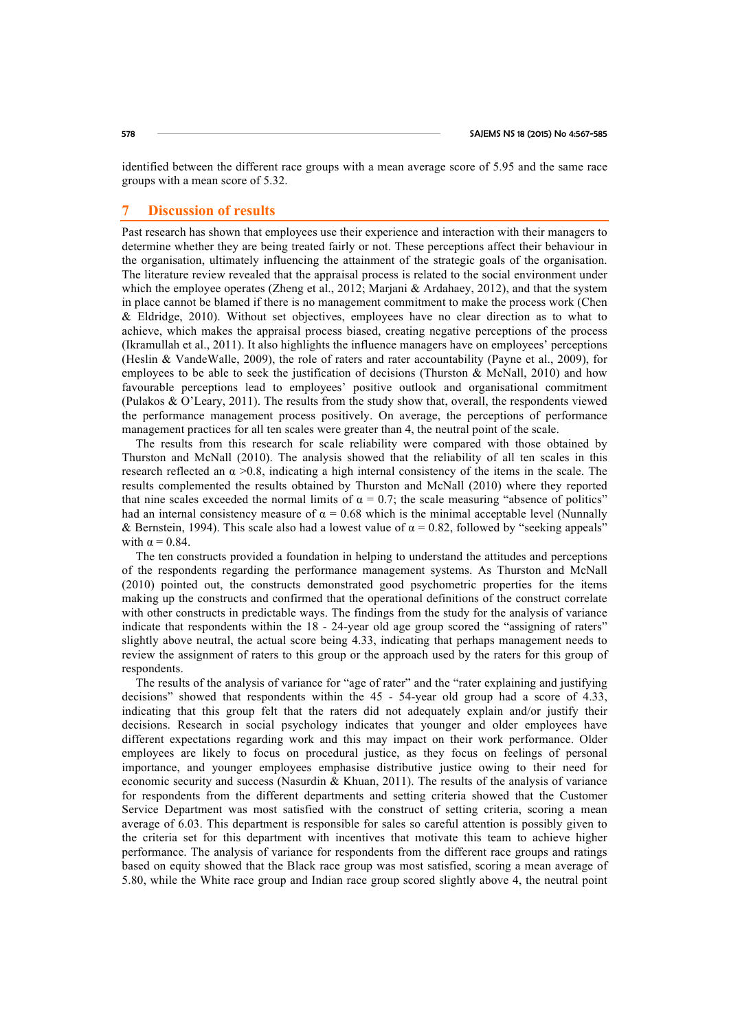identified between the different race groups with a mean average score of 5.95 and the same race groups with a mean score of 5.32.

## 7 Discussion of results

Past research has shown that employees use their experience and interaction with their managers to determine whether they are being treated fairly or not. These perceptions affect their behaviour in the organisation, ultimately influencing the attainment of the strategic goals of the organisation. The literature review revealed that the appraisal process is related to the social environment under which the employee operates (Zheng et al., 2012; Marjani & Ardahaey, 2012), and that the system in place cannot be blamed if there is no management commitment to make the process work (Chen & Eldridge, 2010). Without set objectives, employees have no clear direction as to what to achieve, which makes the appraisal process biased, creating negative perceptions of the process (Ikramullah et al., 2011). It also highlights the influence managers have on employees' perceptions (Heslin & VandeWalle, 2009), the role of raters and rater accountability (Payne et al., 2009), for employees to be able to seek the justification of decisions (Thurston & McNall, 2010) and how favourable perceptions lead to employees' positive outlook and organisational commitment (Pulakos & O'Leary, 2011). The results from the study show that, overall, the respondents viewed the performance management process positively. On average, the perceptions of performance management practices for all ten scales were greater than 4, the neutral point of the scale.

The results from this research for scale reliability were compared with those obtained by Thurston and McNall (2010). The analysis showed that the reliability of all ten scales in this research reflected an $\alpha > 0.8$, indicating a high internal consistency of the items in the scale. The results complemented the results obtained by Thurston and McNall (2010) where they reported that nine scales exceeded the normal limits of $\alpha = 0.7$; the scale measuring "absence of politics" had an internal consistency measure of $\alpha = 0.68$ which is the minimal acceptable level (Nunnally & Bernstein, 1994). This scale also had a lowest value of $\alpha = 0.82$, followed by "seeking appeals" with $\alpha = 0.84$.

The ten constructs provided a foundation in helping to understand the attitudes and perceptions of the respondents regarding the performance management systems. As Thurston and McNall (2010) pointed out, the constructs demonstrated good psychometric properties for the items making up the constructs and confirmed that the operational definitions of the construct correlate with other constructs in predictable ways. The findings from the study for the analysis of variance indicate that respondents within the 18 - 24-year old age group scored the "assigning of raters" slightly above neutral, the actual score being 4.33, indicating that perhaps management needs to review the assignment of raters to this group or the approach used by the raters for this group of respondents.

The results of the analysis of variance for "age of rater" and the "rater explaining and justifying decisions" showed that respondents within the 45 - 54-year old group had a score of 4.33, indicating that this group felt that the raters did not adequately explain and/or justify their decisions. Research in social psychology indicates that younger and older employees have different expectations regarding work and this may impact on their work performance. Older employees are likely to focus on procedural justice, as they focus on feelings of personal importance, and younger employees emphasise distributive justice owing to their need for economic security and success (Nasurdin & Khuan, 2011). The results of the analysis of variance for respondents from the different departments and setting criteria showed that the Customer Service Department was most satisfied with the construct of setting criteria, scoring a mean average of 6.03. This department is responsible for sales so careful attention is possibly given to the criteria set for this department with incentives that motivate this team to achieve higher performance. The analysis of variance for respondents from the different race groups and ratings based on equity showed that the Black race group was most satisfied, scoring a mean average of 5.80, while the White race group and Indian race group scored slightly above 4, the neutral point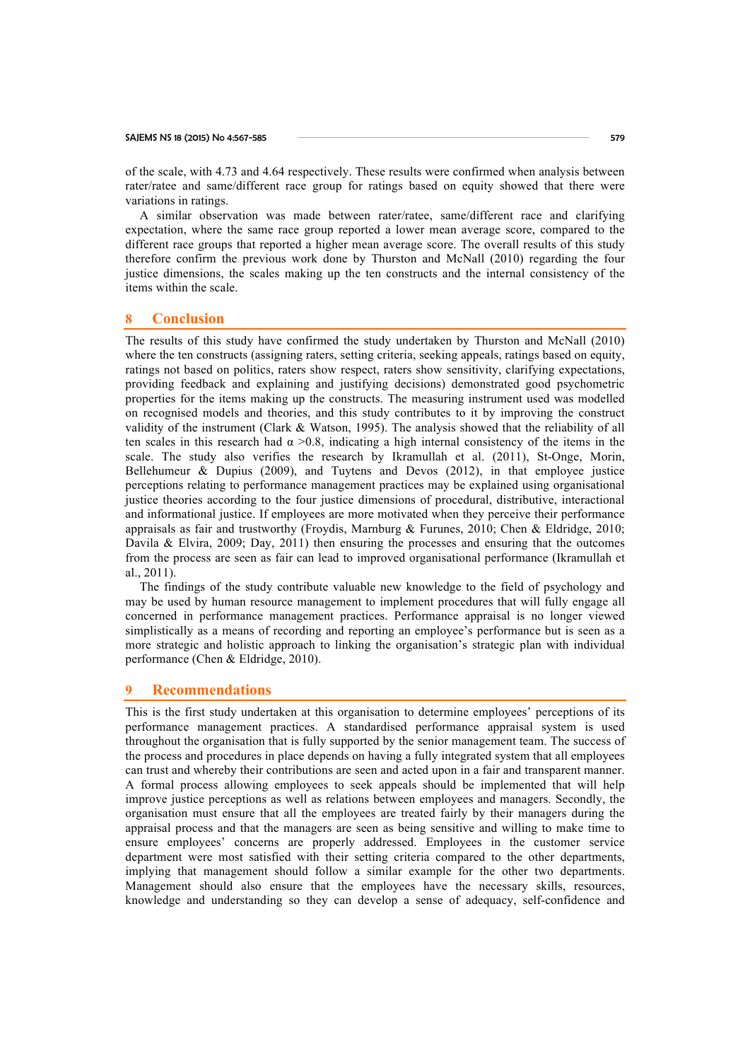of the scale, with 4.73 and 4.64 respectively. These results were confirmed when analysis between rater/ratee and same/different race group for ratings based on equity showed that there were variations in ratings.

A similar observation was made between rater/ratee, same/different race and clarifying expectation, where the same race group reported a lower mean average score, compared to the different race groups that reported a higher mean average score. The overall results of this study therefore confirm the previous work done by Thurston and McNall (2010) regarding the four justice dimensions, the scales making up the ten constructs and the internal consistency of the items within the scale.

## 8 Conclusion

The results of this study have confirmed the study undertaken by Thurston and McNall (2010) where the ten constructs (assigning raters, setting criteria, seeking appeals, ratings based on equity, ratings not based on politics, raters show respect, raters show sensitivity, clarifying expectations, providing feedback and explaining and justifying decisions) demonstrated good psychometric properties for the items making up the constructs. The measuring instrument used was modelled on recognised models and theories, and this study contributes to it by improving the construct validity of the instrument (Clark & Watson, 1995). The analysis showed that the reliability of all ten scales in this research had $\alpha > 0.8$, indicating a high internal consistency of the items in the scale. The study also verifies the research by Ikramullah et al. (2011), St-Onge, Morin, Bellehumeur & Dupius (2009), and Tuytens and Devos (2012), in that employee justice perceptions relating to performance management practices may be explained using organisational justice theories according to the four justice dimensions of procedural, distributive, interactional and informational justice. If employees are more motivated when they perceive their performance appraisals as fair and trustworthy (Froydis, Marnburg & Furunes, 2010; Chen & Eldridge, 2010; Davila & Elvira, 2009; Day, 2011) then ensuring the processes and ensuring that the outcomes from the process are seen as fair can lead to improved organisational performance (Ikramullah et al., 2011).

The findings of the study contribute valuable new knowledge to the field of psychology and may be used by human resource management to implement procedures that will fully engage all concerned in performance management practices. Performance appraisal is no longer viewed simplistically as a means of recording and reporting an employee's performance but is seen as a more strategic and holistic approach to linking the organisation's strategic plan with individual performance (Chen & Eldridge, 2010).

## 9 Recommendations

This is the first study undertaken at this organisation to determine employees' perceptions of its performance management practices. A standardised performance appraisal system is used throughout the organisation that is fully supported by the senior management team. The success of the process and procedures in place depends on having a fully integrated system that all employees can trust and whereby their contributions are seen and acted upon in a fair and transparent manner. A formal process allowing employees to seek appeals should be implemented that will help improve justice perceptions as well as relations between employees and managers. Secondly, the organisation must ensure that all the employees are treated fairly by their managers during the appraisal process and that the managers are seen as being sensitive and willing to make time to ensure employees' concerns are properly addressed. Employees in the customer service department were most satisfied with their setting criteria compared to the other departments, implying that management should follow a similar example for the other two departments. Management should also ensure that the employees have the necessary skills, resources, knowledge and understanding so they can develop a sense of adequacy, self-confidence and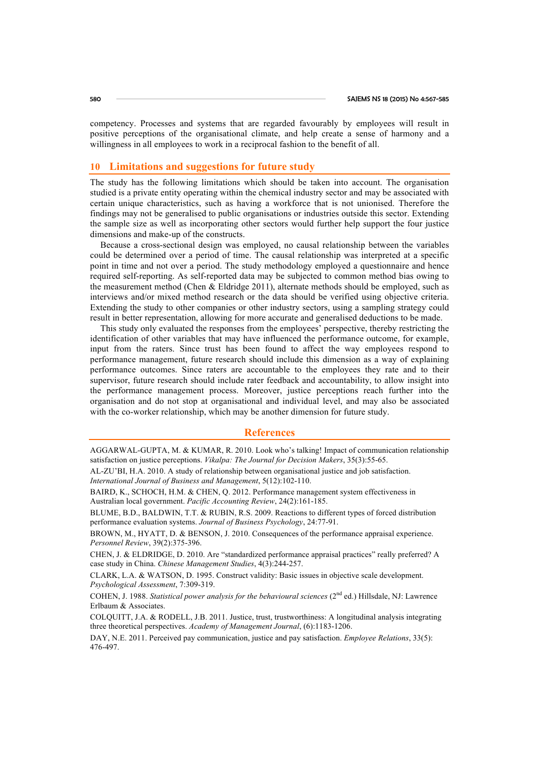competency. Processes and systems that are regarded favourably by employees will result in positive perceptions of the organisational climate, and help create a sense of harmony and a willingness in all employees to work in a reciprocal fashion to the benefit of all.

## 10 Limitations and suggestions for future study

The study has the following limitations which should be taken into account. The organisation studied is a private entity operating within the chemical industry sector and may be associated with certain unique characteristics, such as having a workforce that is not unionised. Therefore the findings may not be generalised to public organisations or industries outside this sector. Extending the sample size as well as incorporating other sectors would further help support the four justice dimensions and make-up of the constructs.

Because a cross-sectional design was employed, no causal relationship between the variables could be determined over a period of time. The causal relationship was interpreted at a specific point in time and not over a period. The study methodology employed a questionnaire and hence required self-reporting. As self-reported data may be subjected to common method bias owing to the measurement method (Chen & Eldridge 2011), alternate methods should be employed, such as interviews and/or mixed method research or the data should be verified using objective criteria. Extending the study to other companies or other industry sectors, using a sampling strategy could result in better representation, allowing for more accurate and generalised deductions to be made.

This study only evaluated the responses from the employees' perspective, thereby restricting the identification of other variables that may have influenced the performance outcome, for example, input from the raters. Since trust has been found to affect the way employees respond to performance management, future research should include this dimension as a way of explaining performance outcomes. Since raters are accountable to the employees they rate and to their supervisor, future research should include rater feedback and accountability, to allow insight into the performance management process. Moreover, justice perceptions reach further into the organisation and do not stop at organisational and individual level, and may also be associated with the co-worker relationship, which may be another dimension for future study.

## References

AGGARWAL-GUPTA, M. & KUMAR, R. 2010. Look who's talking! Impact of communication relationship satisfaction on justice perceptions. *Vikalpa: The Journal for Decision Makers*, 35(3):55-65.

AL-ZU'BI, H.A. 2010. A study of relationship between organisational justice and job satisfaction. *International Journal of Business and Management*, 5(12):102-110.

BAIRD, K., SCHOCH, H.M. & CHEN, Q. 2012. Performance management system effectiveness in Australian local government. *Pacific Accounting Review*, 24(2):161-185.

BLUME, B.D., BALDWIN, T.T. & RUBIN, R.S. 2009. Reactions to different types of forced distribution performance evaluation systems. *Journal of Business Psychology*, 24:77-91.

BROWN, M., HYATT, D. & BENSON, J. 2010. Consequences of the performance appraisal experience. *Personnel Review*, 39(2):375-396.

CHEN, J. & ELDRIDGE, D. 2010. Are "standardized performance appraisal practices" really preferred? A case study in China. *Chinese Management Studies*, 4(3):244-257.

CLARK, L.A. & WATSON, D. 1995. Construct validity: Basic issues in objective scale development. *Psychological Assessment*, 7:309-319.

COHEN, J. 1988. *Statistical power analysis for the behavioural sciences* (2nd ed.) Hillsdale, NJ: Lawrence Erlbaum & Associates.

COLQUITT, J.A. & RODELL, J.B. 2011. Justice, trust, trustworthiness: A longitudinal analysis integrating three theoretical perspectives. *Academy of Management Journal*, (6):1183-1206.

DAY, N.E. 2011. Perceived pay communication, justice and pay satisfaction. *Employee Relations*, 33(5): 476-497.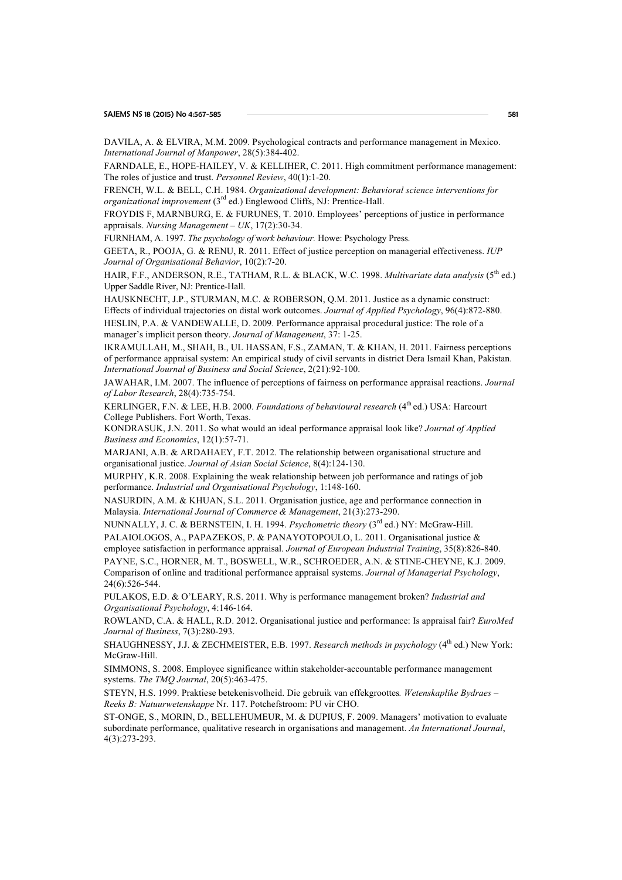DAVILA, A. & ELVIRA, M.M. 2009. Psychological contracts and performance management in Mexico. *International Journal of Manpower*, 28(5):384-402.

FARNDALE, E., HOPE-HAILEY, V. & KELLIHER, C. 2011. High commitment performance management: The roles of justice and trust. *Personnel Review*, 40(1):1-20.

FRENCH, W.L. & BELL, C.H. 1984. *Organizational development: Behavioral science interventions for organizational improvement* (3rd ed.) Englewood Cliffs, NJ: Prentice-Hall.

FROYDIS F, MARNBURG, E. & FURUNES, T. 2010. Employees' perceptions of justice in performance appraisals. *Nursing Management – UK*, 17(2):30-34.

FURNHAM, A. 1997. *The psychology of work behaviour.* Howe: Psychology Press.

GEETA, R., POOJA, G. & RENU, R. 2011. Effect of justice perception on managerial effectiveness. *IUP Journal of Organisational Behavior*, 10(2):7-20.

HAIR, F.F., ANDERSON, R.E., TATHAM, R.L. & BLACK, W.C. 1998. *Multivariate data analysis* (5th ed.) Upper Saddle River, NJ: Prentice-Hall.

HAUSKNECHT, J.P., STURMAN, M.C. & ROBERSON, Q.M. 2011. Justice as a dynamic construct: Effects of individual trajectories on distal work outcomes. *Journal of Applied Psychology*, 96(4):872-880.

HESLIN, P.A. & VANDEWALLE, D. 2009. Performance appraisal procedural justice: The role of a manager's implicit person theory. *Journal of Management*, 37: 1-25.

IKRAMULLAH, M., SHAH, B., UL HASSAN, F.S., ZAMAN, T. & KHAN, H. 2011. Fairness perceptions of performance appraisal system: An empirical study of civil servants in district Dera Ismail Khan, Pakistan. *International Journal of Business and Social Science*, 2(21):92-100.

JAWAHAR, I.M. 2007. The influence of perceptions of fairness on performance appraisal reactions. *Journal of Labor Research*, 28(4):735-754.

KERLINGER, F.N. & LEE, H.B. 2000. *Foundations of behavioural research* (4th ed.) USA: Harcourt College Publishers. Fort Worth, Texas.

KONDRASUK, J.N. 2011. So what would an ideal performance appraisal look like? *Journal of Applied Business and Economics*, 12(1):57-71.

MARJANI, A.B. & ARDAHAEY, F.T. 2012. The relationship between organisational structure and organisational justice. *Journal of Asian Social Science*, 8(4):124-130.

MURPHY, K.R. 2008. Explaining the weak relationship between job performance and ratings of job performance. *Industrial and Organisational Psychology*, 1:148-160.

NASURDIN, A.M. & KHUAN, S.L. 2011. Organisation justice, age and performance connection in Malaysia. *International Journal of Commerce & Management*, 21(3):273-290.

NUNNALLY, J. C. & BERNSTEIN, I. H. 1994. *Psychometric theory* (3rd ed.) NY: McGraw-Hill.

PALAIOLOGOS, A., PAPAZEKOS, P. & PANAYOTOPOULO, L. 2011. Organisational justice & employee satisfaction in performance appraisal. *Journal of European Industrial Training*, 35(8):826-840.

PAYNE, S.C., HORNER, M. T., BOSWELL, W.R., SCHROEDER, A.N. & STINE-CHEYNE, K.J. 2009. Comparison of online and traditional performance appraisal systems. *Journal of Managerial Psychology*, 24(6):526-544.

PULAKOS, E.D. & O'LEARY, R.S. 2011. Why is performance management broken? *Industrial and Organisational Psychology*, 4:146-164.

ROWLAND, C.A. & HALL, R.D. 2012. Organisational justice and performance: Is appraisal fair? *EuroMed Journal of Business*, 7(3):280-293.

SHAUGHNESSY, J.J. & ZECHMEISTER, E.B. 1997. *Research methods in psychology* (4th ed.) New York: McGraw-Hill.

SIMMONS, S. 2008. Employee significance within stakeholder-accountable performance management systems. *The TMQ Journal*, 20(5):463-475.

STEYN, H.S. 1999. Praktiese betekenisvolheid. Die gebruik van effekgroottes*. Wetenskaplike Bydraes – Reeks B: Natuurwetenskappe* Nr. 117. Potchefstroom: PU vir CHO.

ST-ONGE, S., MORIN, D., BELLEHUMEUR, M. & DUPIUS, F. 2009. Managers' motivation to evaluate subordinate performance, qualitative research in organisations and management. *An International Journal*, 4(3):273-293.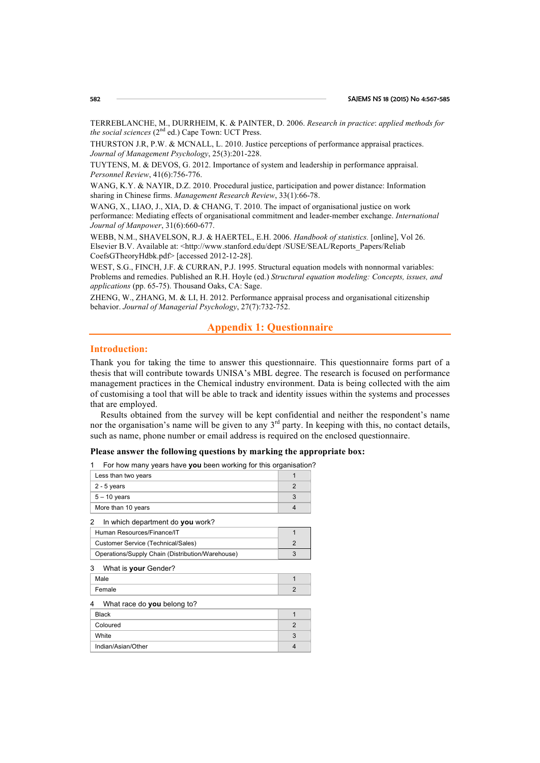TERREBLANCHE, M., DURRHEIM, K. & PAINTER, D. 2006. *Research in practice*: *applied methods for the social sciences* (2nd ed.) Cape Town: UCT Press.

THURSTON J.R, P.W. & MCNALL, L. 2010. Justice perceptions of performance appraisal practices. *Journal of Management Psychology*, 25(3):201-228.

TUYTENS, M. & DEVOS, G. 2012. Importance of system and leadership in performance appraisal. *Personnel Review*, 41(6):756-776.

WANG, K.Y. & NAYIR, D.Z. 2010. Procedural justice, participation and power distance: Information sharing in Chinese firms. *Management Research Review*, 33(1):66-78.

WANG, X., LIAO, J., XIA, D. & CHANG, T. 2010. The impact of organisational justice on work performance: Mediating effects of organisational commitment and leader-member exchange. *International Journal of Manpower*, 31(6):660-677.

WEBB, N.M., SHAVELSON, R.J. & HAERTEL, E.H. 2006. *Handbook of statistics.* [online], Vol 26. Elsevier B.V. Available at: <http://www.stanford.edu/dept /SUSE/SEAL/Reports_Papers/Reliab CoefsGTheoryHdbk.pdf> [accessed 2012-12-28].

WEST, S.G., FINCH, J.F. & CURRAN, P.J. 1995. Structural equation models with nonnormal variables: Problems and remedies. Published an R.H. Hoyle (ed.) *Structural equation modeling: Concepts, issues, and applications* (pp. 65-75). Thousand Oaks, CA: Sage.

ZHENG, W., ZHANG, M. & LI, H. 2012. Performance appraisal process and organisational citizenship behavior. *Journal of Managerial Psychology*, 27(7):732-752.

## Appendix 1: Questionnaire

### Introduction:

Thank you for taking the time to answer this questionnaire. This questionnaire forms part of a thesis that will contribute towards UNISA's MBL degree. The research is focused on performance management practices in the Chemical industry environment. Data is being collected with the aim of customising a tool that will be able to track and identity issues within the systems and processes that are employed.

Results obtained from the survey will be kept confidential and neither the respondent's name nor the organisation's name will be given to any 3rd party. In keeping with this, no contact details, such as name, phone number or email address is required on the enclosed questionnaire.

**Please answer the following questions by marking the appropriate box:**

1 For how many years have **you** been working for this organisation?

| | |
|---|---|
| Less than two years | 1 |
| 2 - 5 years | 2 |
| 5 – 10 years | 3 |
| More than 10 years | 4 |

2 In which department do **you** work?

| | |
|---|---|
| Human Resources/Finance/IT | 1 |
| Customer Service (Technical/Sales) | 2 |
| Operations/Supply Chain (Distribution/Warehouse) | 3 |

3 What is **your** Gender?

| | |
|---|---|
| Male | 1 |
| Female | 2 |

4 What race do **you** belong to?

| | |
|---|---|
| Black | 1 |
| Coloured | 2 |
| White | 3 |
| Indian/Asian/Other | 4 |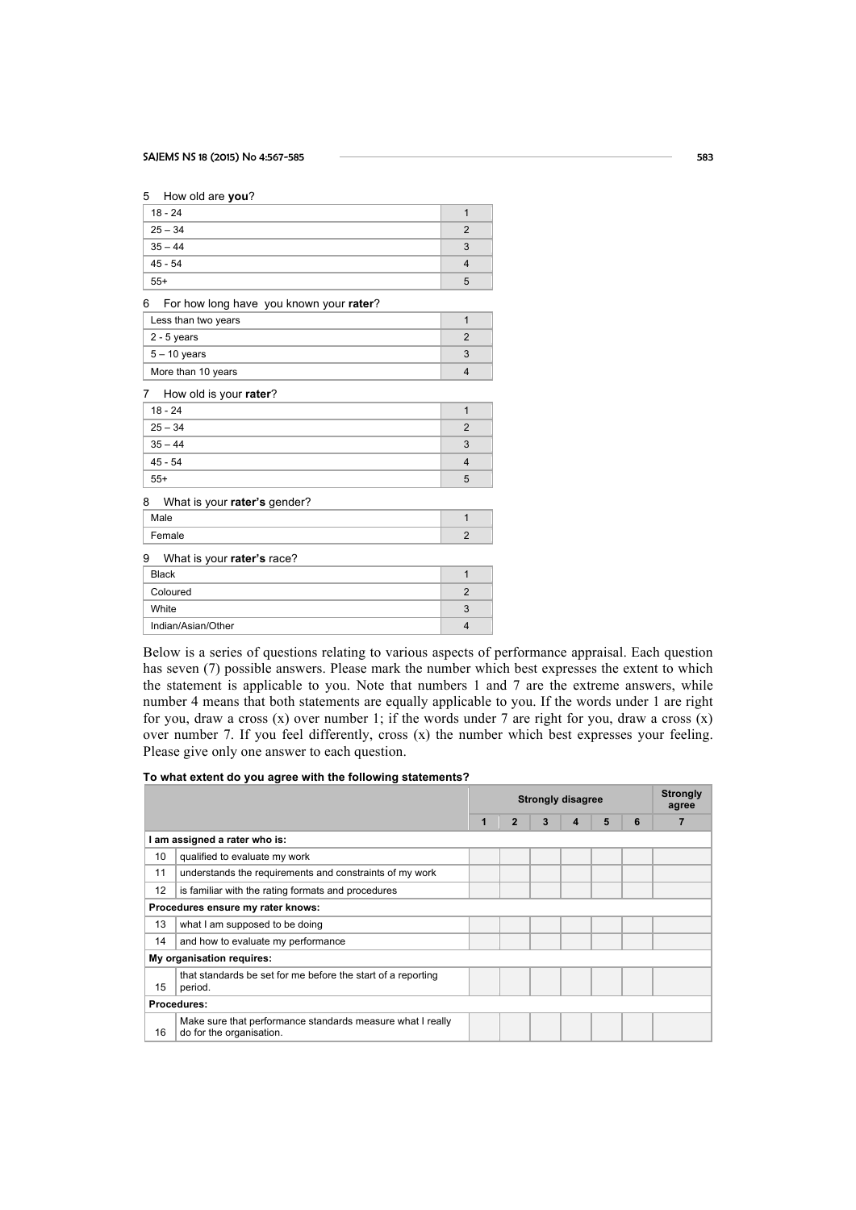5 How old are **you**?

| | |
|---|---|
| 18 - 24 | 1 |
| 25 – 34 | 2 |
| 35 – 44 | 3 |
| 45 - 54 | 4 |
| 55+ | 5 |

6 For how long have you known your **rater**?

| | |
|---|---|
| Less than two years | 1 |
| 2 - 5 years | 2 |
| 5 – 10 years | 3 |
| More than 10 years | 4 |

7 How old is your **rater**?

| | |
|---|---|
| 18 - 24 | 1 |
| 25 – 34 | 2 |
| 35 – 44 | 3 |
| 45 - 54 | 4 |
| 55+ | 5 |

8 What is your **rater's** gender?

| | |
|---|---|
| Male | 1 |
| Female | 2 |

9 What is your **rater's** race?

| | |
|---|---|
| Black | 1 |
| Coloured | 2 |
| White | 3 |
| Indian/Asian/Other | 4 |

Below is a series of questions relating to various aspects of performance appraisal. Each question has seven (7) possible answers. Please mark the number which best expresses the extent to which the statement is applicable to you. Note that numbers 1 and 7 are the extreme answers, while number 4 means that both statements are equally applicable to you. If the words under 1 are right for you, draw a cross (x) over number 1; if the words under 7 are right for you, draw a cross (x) over number 7. If you feel differently, cross (x) the number which best expresses your feeling. Please give only one answer to each question.

**To what extent do you agree with the following statements?**

| | | Strongly disagree | | | | | | Strongly agree |
|---|---|---|---|---|---|---|---|---|
| | | 1 | 2 | 3 | 4 | 5 | 6 | 7 |
| **I am assigned a rater who is:** | | | | | | | | |
| 10 | qualified to evaluate my work | | | | | | | |
| 11 | understands the requirements and constraints of my work | | | | | | | |
| 12 | is familiar with the rating formats and procedures | | | | | | | |
| **Procedures ensure my rater knows:** | | | | | | | | |
| 13 | what I am supposed to be doing | | | | | | | |
| 14 | and how to evaluate my performance | | | | | | | |
| **My organisation requires:** | | | | | | | | |
| 15 | that standards be set for me before the start of a reporting period. | | | | | | | |
| **Procedures:** | | | | | | | | |
| 16 | Make sure that performance standards measure what I really do for the organisation. | | | | | | | |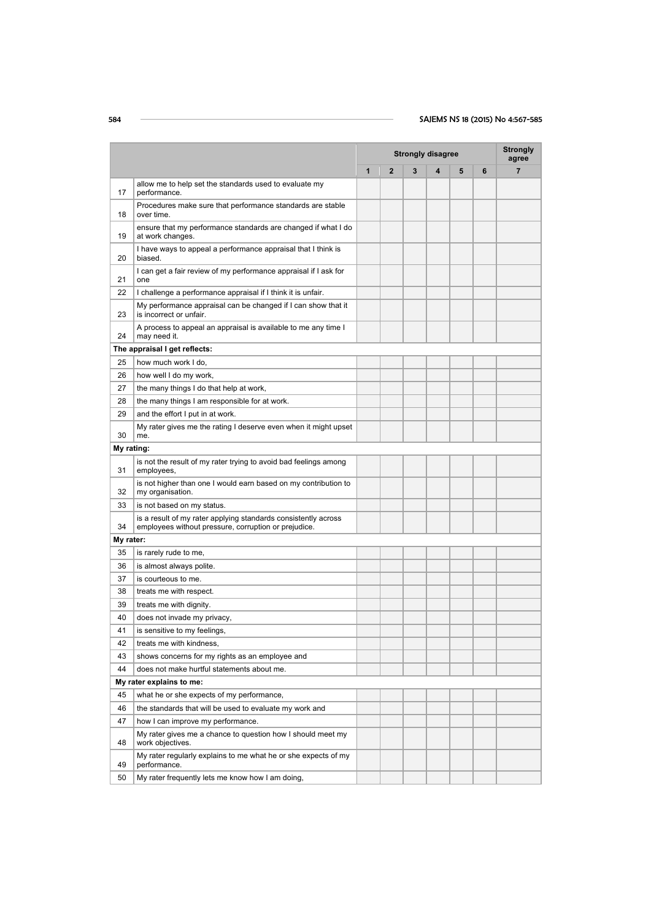| | | Strongly disagree | | | | | | Strongly agree |
|---|---|---|---|---|---|---|---|---|
| | | 1 | 2 | 3 | 4 | 5 | 6 | 7 |
| 17 | allow me to help set the standards used to evaluate my performance. | | | | | | | |
| 18 | Procedures make sure that performance standards are stable over time. | | | | | | | |
| 19 | ensure that my performance standards are changed if what I do at work changes. | | | | | | | |
| 20 | I have ways to appeal a performance appraisal that I think is biased. | | | | | | | |
| 21 | I can get a fair review of my performance appraisal if I ask for one | | | | | | | |
| 22 | I challenge a performance appraisal if I think it is unfair. | | | | | | | |
| 23 | My performance appraisal can be changed if I can show that it is incorrect or unfair. | | | | | | | |
| 24 | A process to appeal an appraisal is available to me any time I may need it. | | | | | | | |
| **The appraisal I get reflects:** | | | | | | | | |
| 25 | how much work I do, | | | | | | | |
| 26 | how well I do my work, | | | | | | | |
| 27 | the many things I do that help at work, | | | | | | | |
| 28 | the many things I am responsible for at work. | | | | | | | |
| 29 | and the effort I put in at work. | | | | | | | |
| 30 | My rater gives me the rating I deserve even when it might upset me. | | | | | | | |
| **My rating:** | | | | | | | | |
| 31 | is not the result of my rater trying to avoid bad feelings among employees, | | | | | | | |
| 32 | is not higher than one I would earn based on my contribution to my organisation. | | | | | | | |
| 33 | is not based on my status. | | | | | | | |
| 34 | is a result of my rater applying standards consistently across employees without pressure, corruption or prejudice. | | | | | | | |
| **My rater:** | | | | | | | | |
| 35 | is rarely rude to me, | | | | | | | |
| 36 | is almost always polite. | | | | | | | |
| 37 | is courteous to me. | | | | | | | |
| 38 | treats me with respect. | | | | | | | |
| 39 | treats me with dignity. | | | | | | | |
| 40 | does not invade my privacy, | | | | | | | |
| 41 | is sensitive to my feelings, | | | | | | | |
| 42 | treats me with kindness, | | | | | | | |
| 43 | shows concerns for my rights as an employee and | | | | | | | |
| 44 | does not make hurtful statements about me. | | | | | | | |
| **My rater explains to me:** | | | | | | | | |
| 45 | what he or she expects of my performance, | | | | | | | |
| 46 | the standards that will be used to evaluate my work and | | | | | | | |
| 47 | how I can improve my performance. | | | | | | | |
| 48 | My rater gives me a chance to question how I should meet my work objectives. | | | | | | | |
| 49 | My rater regularly explains to me what he or she expects of my performance. | | | | | | | |
| 50 | My rater frequently lets me know how I am doing, | | | | | | | |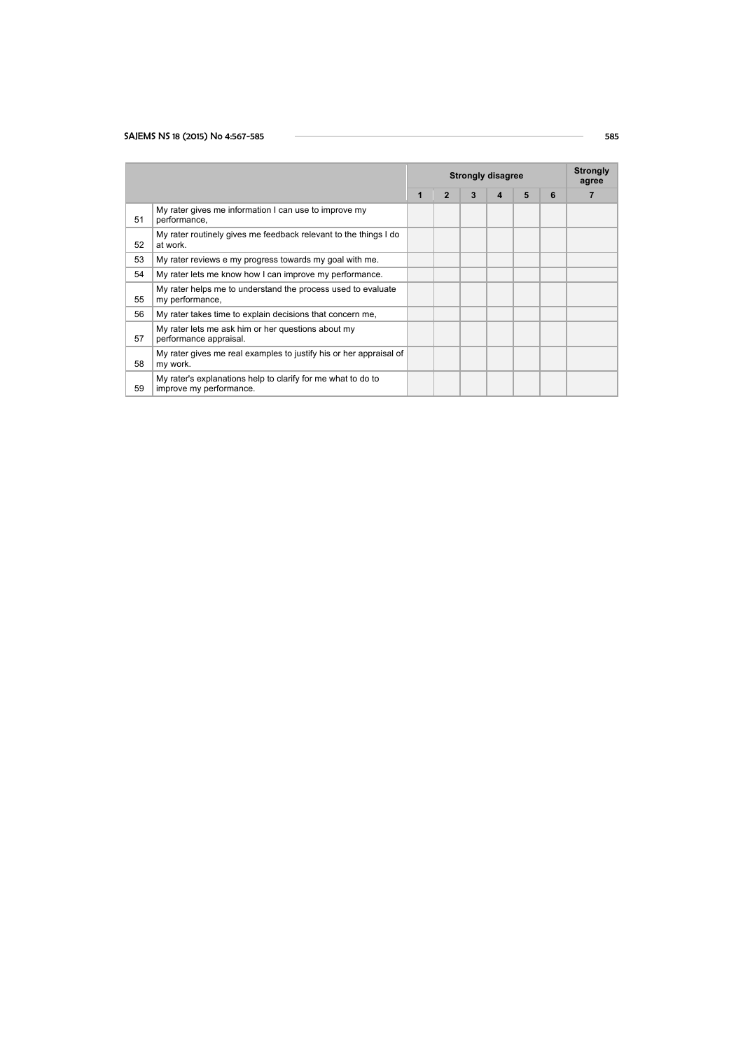| | | Strongly disagree | | | | | | Strongly agree |
|---|---|---|---|---|---|---|---|---|
| | | 1 | 2 | 3 | 4 | 5 | 6 | 7 |
| 51 | My rater gives me information I can use to improve my performance, | | | | | | | |
| 52 | My rater routinely gives me feedback relevant to the things I do at work. | | | | | | | |
| 53 | My rater reviews e my progress towards my goal with me. | | | | | | | |
| 54 | My rater lets me know how I can improve my performance. | | | | | | | |
| 55 | My rater helps me to understand the process used to evaluate my performance, | | | | | | | |
| 56 | My rater takes time to explain decisions that concern me, | | | | | | | |
| 57 | My rater lets me ask him or her questions about my performance appraisal. | | | | | | | |
| 58 | My rater gives me real examples to justify his or her appraisal of my work. | | | | | | | |
| 59 | My rater's explanations help to clarify for me what to do to improve my performance. | | | | | | | |